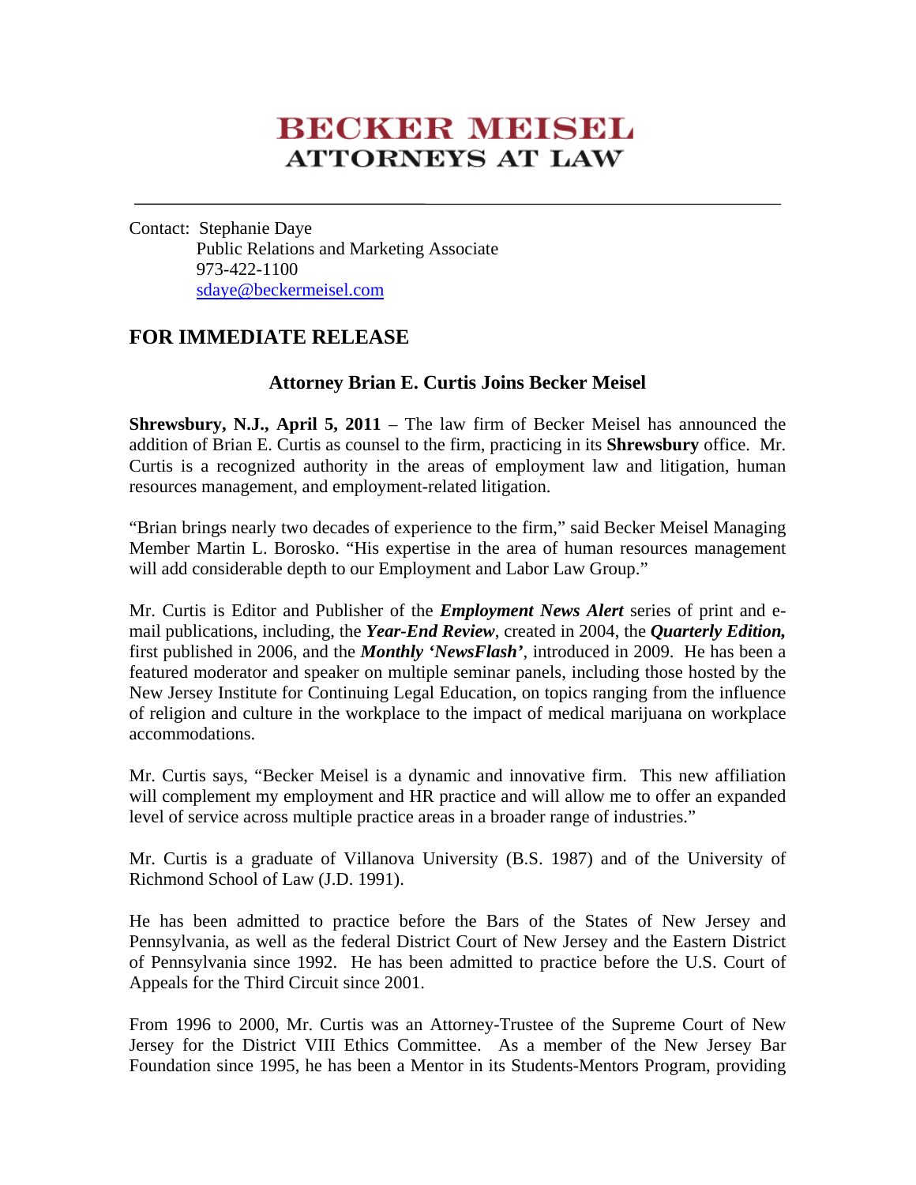# BECKER MEISEL
## ATTORNEYS AT LAW

---

Contact: Stephanie Daye
Public Relations and Marketing Associate
973-422-1100
sdaye@beckermeisel.com

## FOR IMMEDIATE RELEASE

### Attorney Brian E. Curtis Joins Becker Meisel

**Shrewsbury, N.J., April 5, 2011** – The law firm of Becker Meisel has announced the addition of Brian E. Curtis as counsel to the firm, practicing in its **Shrewsbury** office. Mr. Curtis is a recognized authority in the areas of employment law and litigation, human resources management, and employment-related litigation.

"Brian brings nearly two decades of experience to the firm," said Becker Meisel Managing Member Martin L. Borosko. "His expertise in the area of human resources management will add considerable depth to our Employment and Labor Law Group."

Mr. Curtis is Editor and Publisher of the ***Employment News Alert*** series of print and e-mail publications, including, the ***Year-End Review***, created in 2004, the ***Quarterly Edition,*** first published in 2006, and the ***Monthly 'NewsFlash'***, introduced in 2009. He has been a featured moderator and speaker on multiple seminar panels, including those hosted by the New Jersey Institute for Continuing Legal Education, on topics ranging from the influence of religion and culture in the workplace to the impact of medical marijuana on workplace accommodations.

Mr. Curtis says, "Becker Meisel is a dynamic and innovative firm. This new affiliation will complement my employment and HR practice and will allow me to offer an expanded level of service across multiple practice areas in a broader range of industries."

Mr. Curtis is a graduate of Villanova University (B.S. 1987) and of the University of Richmond School of Law (J.D. 1991).

He has been admitted to practice before the Bars of the States of New Jersey and Pennsylvania, as well as the federal District Court of New Jersey and the Eastern District of Pennsylvania since 1992. He has been admitted to practice before the U.S. Court of Appeals for the Third Circuit since 2001.

From 1996 to 2000, Mr. Curtis was an Attorney-Trustee of the Supreme Court of New Jersey for the District VIII Ethics Committee. As a member of the New Jersey Bar Foundation since 1995, he has been a Mentor in its Students-Mentors Program, providing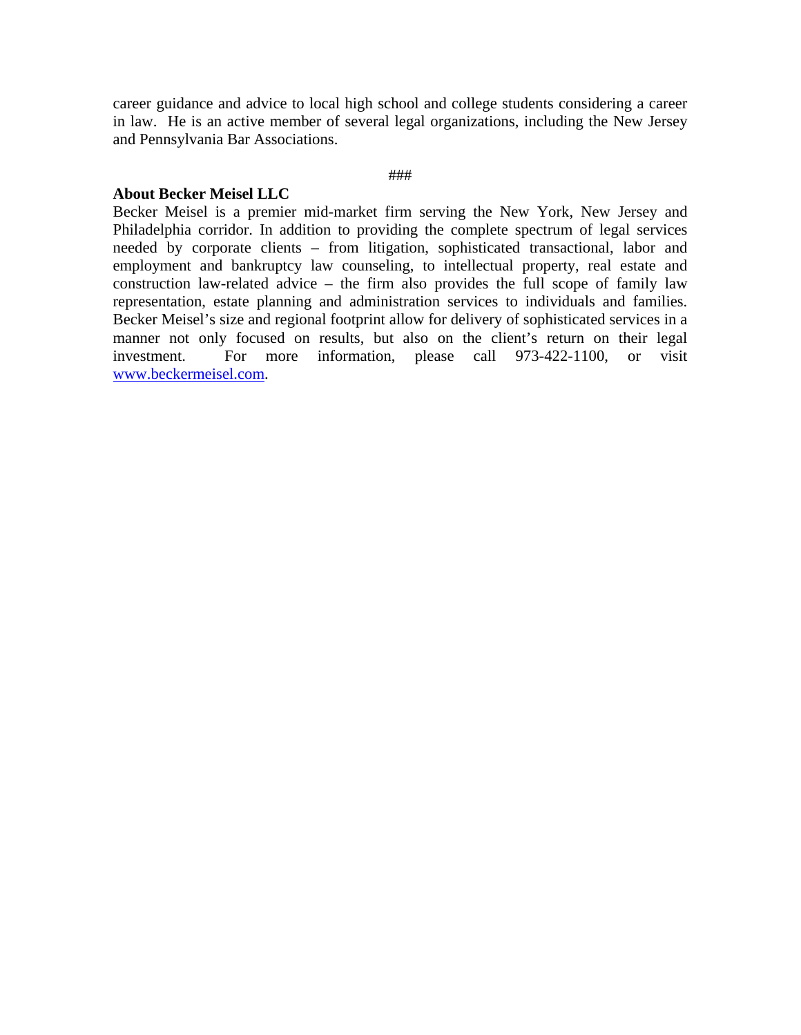career guidance and advice to local high school and college students considering a career in law. He is an active member of several legal organizations, including the New Jersey and Pennsylvania Bar Associations.

###

**About Becker Meisel LLC**

Becker Meisel is a premier mid-market firm serving the New York, New Jersey and Philadelphia corridor. In addition to providing the complete spectrum of legal services needed by corporate clients – from litigation, sophisticated transactional, labor and employment and bankruptcy law counseling, to intellectual property, real estate and construction law-related advice – the firm also provides the full scope of family law representation, estate planning and administration services to individuals and families. Becker Meisel's size and regional footprint allow for delivery of sophisticated services in a manner not only focused on results, but also on the client's return on their legal investment. For more information, please call 973-422-1100, or visit www.beckermeisel.com.